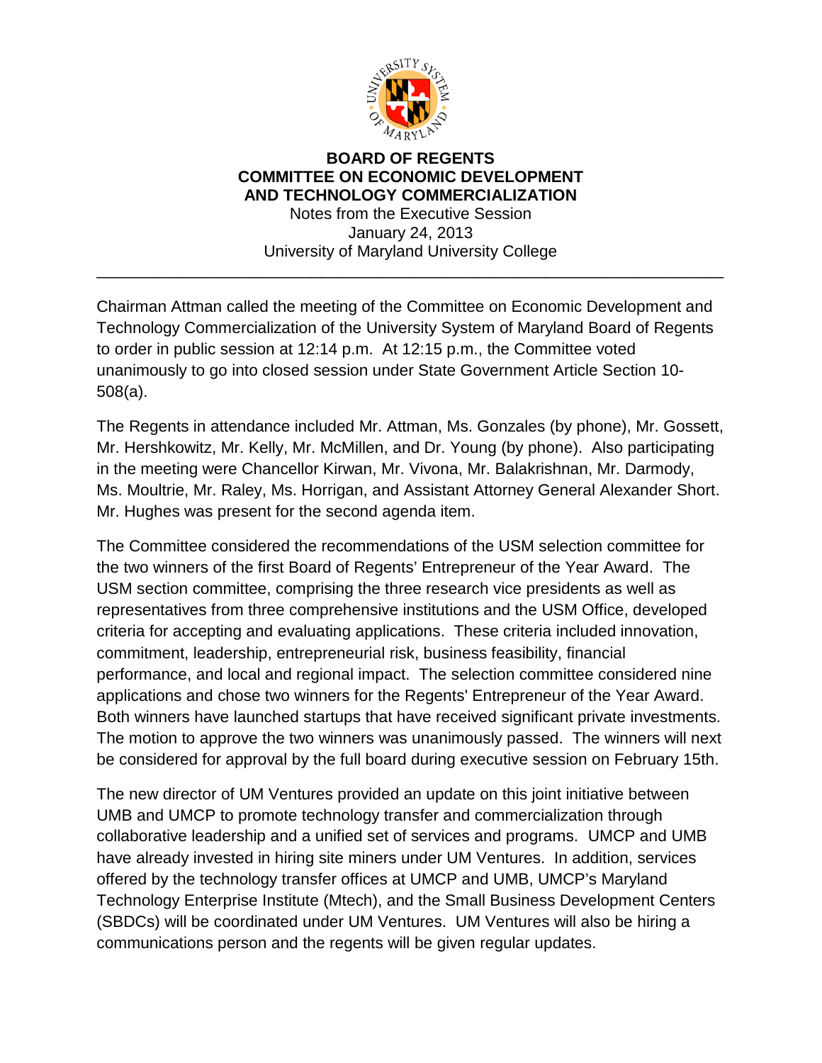# BOARD OF REGENTS
# COMMITTEE ON ECONOMIC DEVELOPMENT AND TECHNOLOGY COMMERCIALIZATION

Notes from the Executive Session
January 24, 2013
University of Maryland University College

---

Chairman Attman called the meeting of the Committee on Economic Development and Technology Commercialization of the University System of Maryland Board of Regents to order in public session at 12:14 p.m. At 12:15 p.m., the Committee voted unanimously to go into closed session under State Government Article Section 10-508(a).

The Regents in attendance included Mr. Attman, Ms. Gonzales (by phone), Mr. Gossett, Mr. Hershkowitz, Mr. Kelly, Mr. McMillen, and Dr. Young (by phone). Also participating in the meeting were Chancellor Kirwan, Mr. Vivona, Mr. Balakrishnan, Mr. Darmody, Ms. Moultrie, Mr. Raley, Ms. Horrigan, and Assistant Attorney General Alexander Short. Mr. Hughes was present for the second agenda item.

The Committee considered the recommendations of the USM selection committee for the two winners of the first Board of Regents' Entrepreneur of the Year Award. The USM section committee, comprising the three research vice presidents as well as representatives from three comprehensive institutions and the USM Office, developed criteria for accepting and evaluating applications. These criteria included innovation, commitment, leadership, entrepreneurial risk, business feasibility, financial performance, and local and regional impact. The selection committee considered nine applications and chose two winners for the Regents' Entrepreneur of the Year Award. Both winners have launched startups that have received significant private investments. The motion to approve the two winners was unanimously passed. The winners will next be considered for approval by the full board during executive session on February 15th.

The new director of UM Ventures provided an update on this joint initiative between UMB and UMCP to promote technology transfer and commercialization through collaborative leadership and a unified set of services and programs. UMCP and UMB have already invested in hiring site miners under UM Ventures. In addition, services offered by the technology transfer offices at UMCP and UMB, UMCP's Maryland Technology Enterprise Institute (Mtech), and the Small Business Development Centers (SBDCs) will be coordinated under UM Ventures. UM Ventures will also be hiring a communications person and the regents will be given regular updates.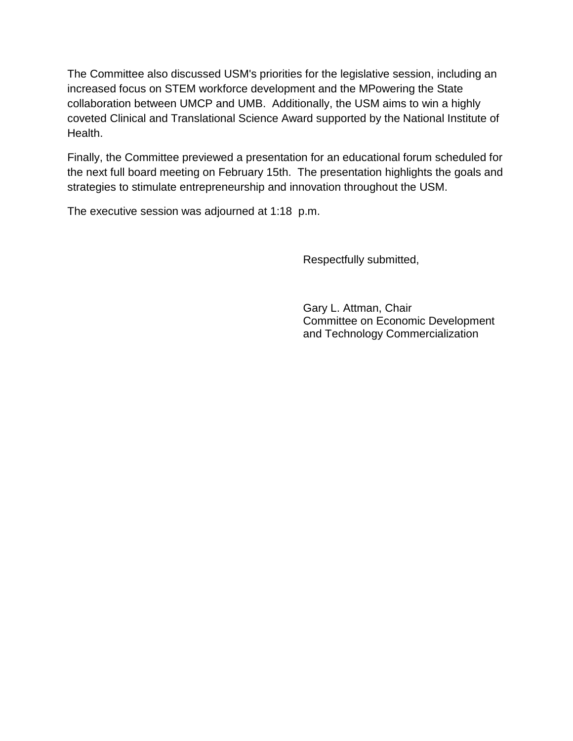The Committee also discussed USM's priorities for the legislative session, including an increased focus on STEM workforce development and the MPowering the State collaboration between UMCP and UMB. Additionally, the USM aims to win a highly coveted Clinical and Translational Science Award supported by the National Institute of Health.

Finally, the Committee previewed a presentation for an educational forum scheduled for the next full board meeting on February 15th. The presentation highlights the goals and strategies to stimulate entrepreneurship and innovation throughout the USM.

The executive session was adjourned at 1:18 p.m.

Respectfully submitted,

Gary L. Attman, Chair
Committee on Economic Development
and Technology Commercialization